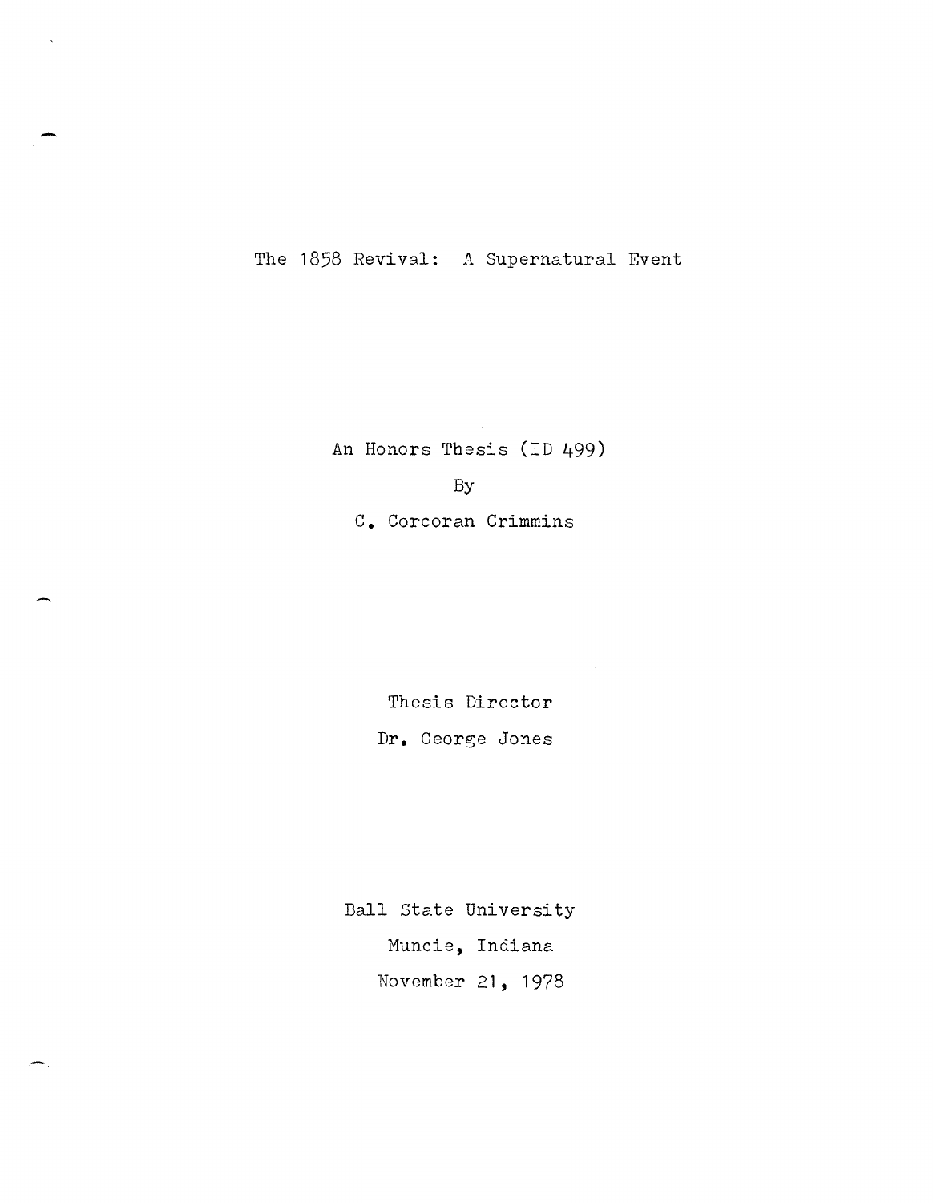# The 1858 Revival: A Supernatural Event

An Honors Thesis (ID 499)

By

C. Corcoran Crimmins

Thesis Director

Dr. George Jones

Ball State University

Muncie, Indiana

November 21, 1978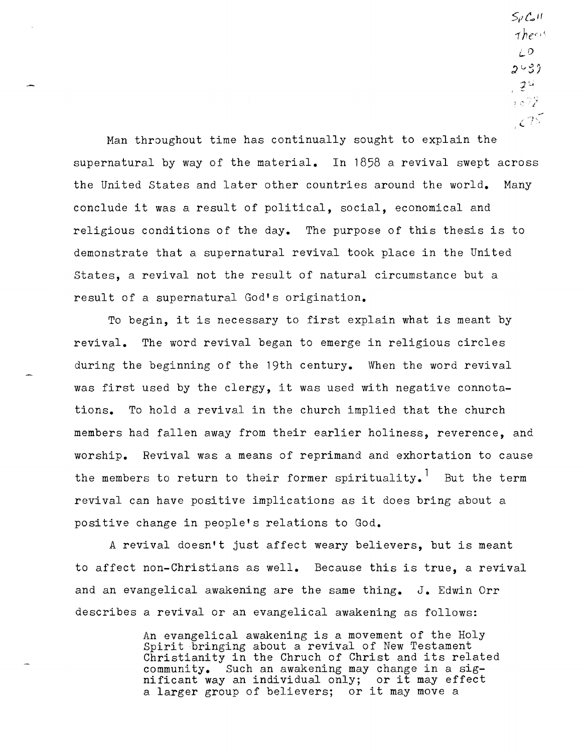Man throughout time has continually sought to explain the supernatural by way of the material. In 1858 a revival swept across the United States and later other countries around the world. Many conclude it was a result of political, social, economical and religious conditions of the day. The purpose of this thesis is to demonstrate that a supernatural revival took place in the United States, a revival not the result of natural circumstance but a result of a supernatural God's origination.

To begin, it is necessary to first explain what is meant by revival. The word revival began to emerge in religious circles during the beginning of the 19th century. When the word revival was first used by the clergy, it was used with negative connotations. To hold a revival in the church implied that the church members had fallen away from their earlier holiness, reverence, and worship. Revival was a means of reprimand and exhortation to cause the members to return to their former spirituality.[1] But the term revival can have positive implications as it does bring about a positive change in people's relations to God.

A revival doesn't just affect weary believers, but is meant to affect non-Christians as well. Because this is true, a revival and an evangelical awakening are the same thing. J. Edwin Orr describes a revival or an evangelical awakening as follows:

> An evangelical awakening is a movement of the Holy Spirit bringing about a revival of New Testament Christianity in the Chruch of Christ and its related community. Such an awakening may change in a significant way an individual only; or it may effect a larger group of believers; or it may move a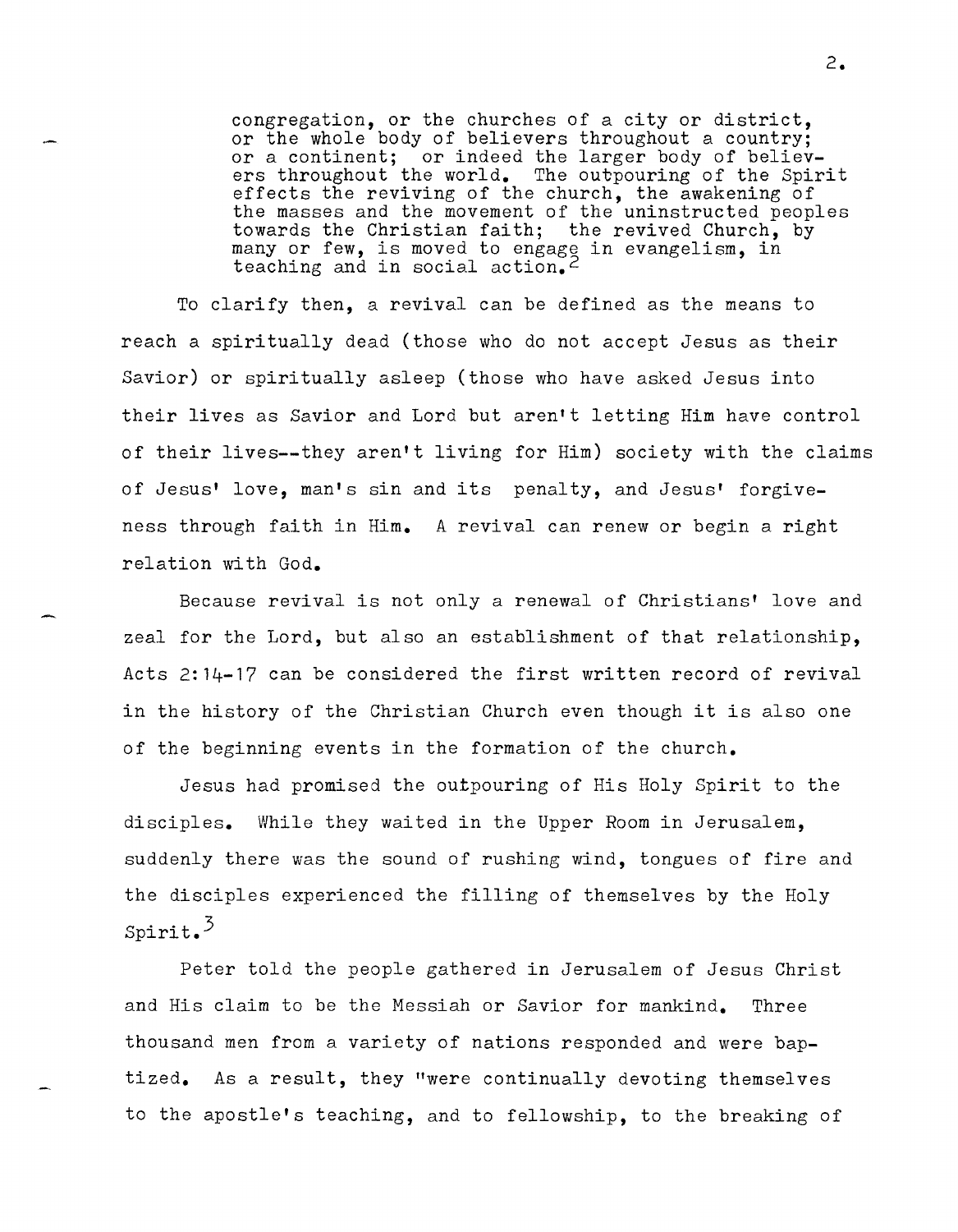> congregation, or the churches of a city or district, or the whole body of believers throughout a country; or a continent; or indeed the larger body of believers throughout the world. The outpouring of the Spirit effects the reviving of the church, the awakening of the masses and the movement of the uninstructed peoples towards the Christian faith; the revived Church, by many or few, is moved to engage in evangelism, in teaching and in social action.[2]

To clarify then, a revival can be defined as the means to reach a spiritually dead (those who do not accept Jesus as their Savior) or spiritually asleep (those who have asked Jesus into their lives as Savior and Lord but aren't letting Him have control of their lives--they aren't living for Him) society with the claims of Jesus' love, man's sin and its penalty, and Jesus' forgiveness through faith in Him. A revival can renew or begin a right relation with God.

Because revival is not only a renewal of Christians' love and zeal for the Lord, but also an establishment of that relationship, Acts 2:14-17 can be considered the first written record of revival in the history of the Christian Church even though it is also one of the beginning events in the formation of the church.

Jesus had promised the outpouring of His Holy Spirit to the disciples. While they waited in the Upper Room in Jerusalem, suddenly there was the sound of rushing wind, tongues of fire and the disciples experienced the filling of themselves by the Holy Spirit.[3]

Peter told the people gathered in Jerusalem of Jesus Christ and His claim to be the Messiah or Savior for mankind. Three thousand men from a variety of nations responded and were baptized. As a result, they "were continually devoting themselves to the apostle's teaching, and to fellowship, to the breaking of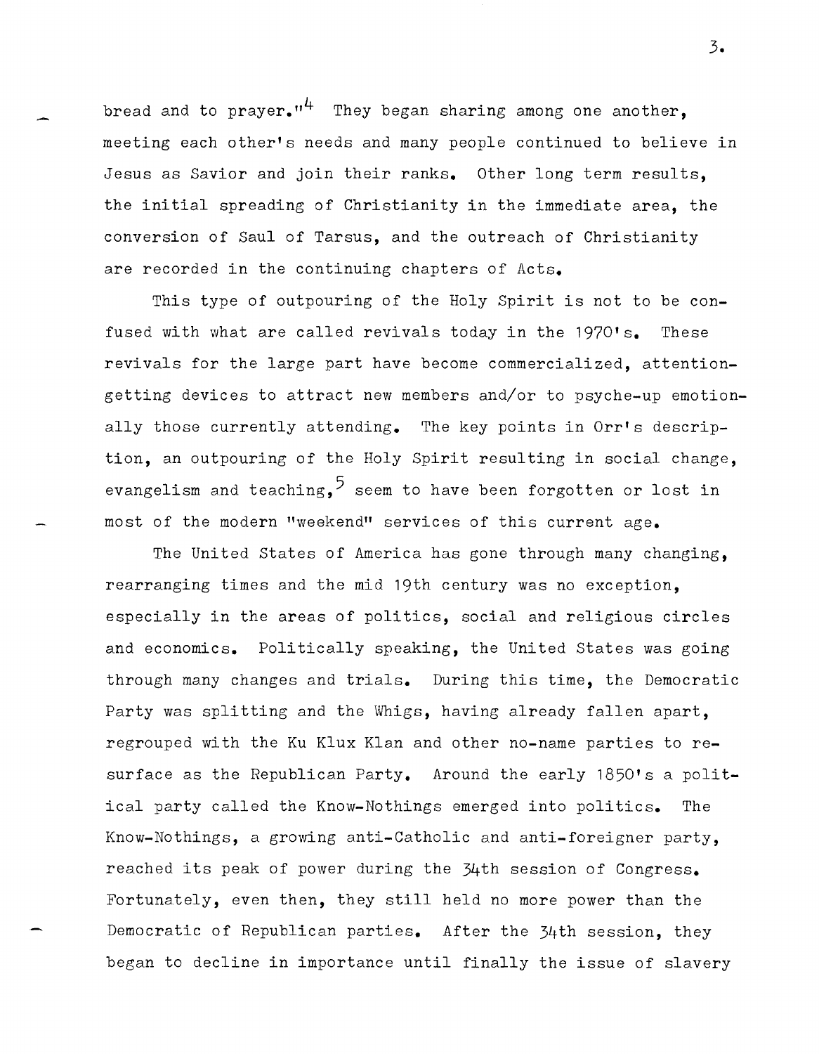bread and to prayer."[4] They began sharing among one another, meeting each other's needs and many people continued to believe in Jesus as Savior and join their ranks. Other long term results, the initial spreading of Christianity in the immediate area, the conversion of Saul of Tarsus, and the outreach of Christianity are recorded in the continuing chapters of Acts.

This type of outpouring of the Holy Spirit is not to be confused with what are called revivals today in the 1970's. These revivals for the large part have become commercialized, attention-getting devices to attract new members and/or to psyche-up emotionally those currently attending. The key points in Orr's description, an outpouring of the Holy Spirit resulting in social change, evangelism and teaching,[5] seem to have been forgotten or lost in most of the modern "weekend" services of this current age.

The United States of America has gone through many changing, rearranging times and the mid 19th century was no exception, especially in the areas of politics, social and religious circles and economics. Politically speaking, the United States was going through many changes and trials. During this time, the Democratic Party was splitting and the Whigs, having already fallen apart, regrouped with the Ku Klux Klan and other no-name parties to resurface as the Republican Party. Around the early 1850's a political party called the Know-Nothings emerged into politics. The Know-Nothings, a growing anti-Catholic and anti-foreigner party, reached its peak of power during the 34th session of Congress. Fortunately, even then, they still held no more power than the Democratic of Republican parties. After the 34th session, they began to decline in importance until finally the issue of slavery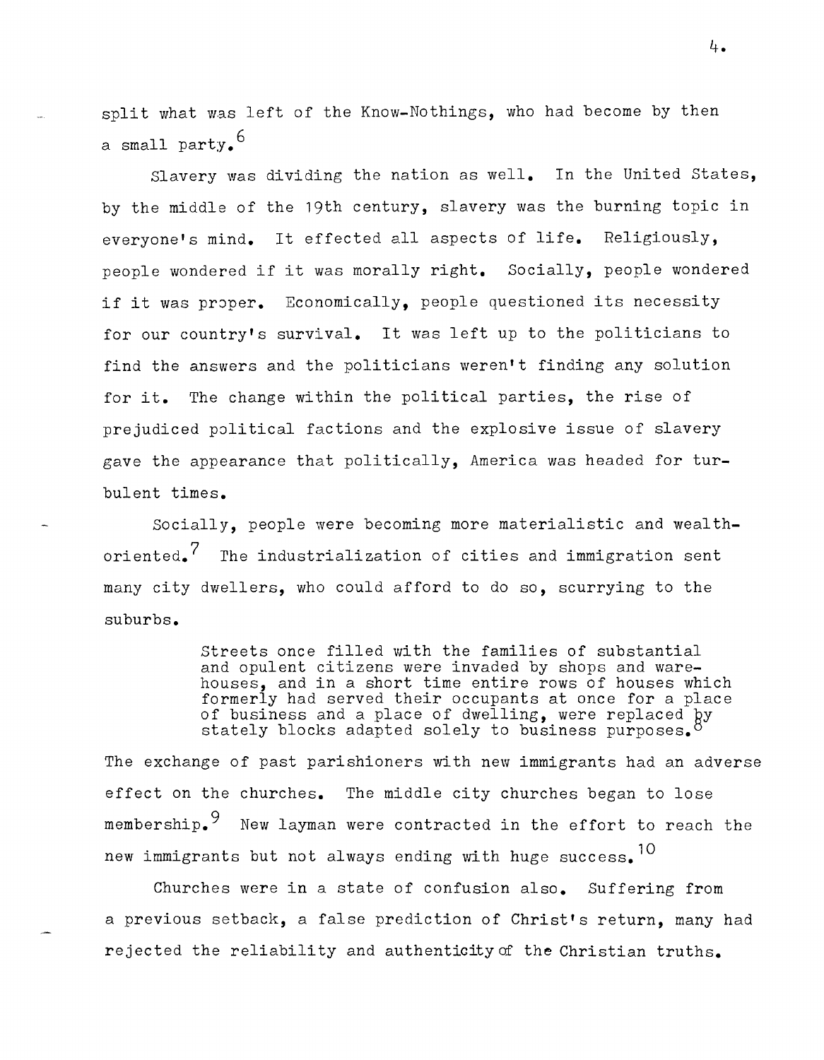split what was left of the Know-Nothings, who had become by then a small party.[6]

Slavery was dividing the nation as well. In the United States, by the middle of the 19th century, slavery was the burning topic in everyone's mind. It effected all aspects of life. Religiously, people wondered if it was morally right. Socially, people wondered if it was proper. Economically, people questioned its necessity for our country's survival. It was left up to the politicians to find the answers and the politicians weren't finding any solution for it. The change within the political parties, the rise of prejudiced political factions and the explosive issue of slavery gave the appearance that politically, America was headed for turbulent times.

Socially, people were becoming more materialistic and wealth-oriented.[7] The industrialization of cities and immigration sent many city dwellers, who could afford to do so, scurrying to the suburbs.

> Streets once filled with the families of substantial and opulent citizens were invaded by shops and warehouses, and in a short time entire rows of houses which formerly had served their occupants at once for a place of business and a place of dwelling, were replaced by stately blocks adapted solely to business purposes.[8]

The exchange of past parishioners with new immigrants had an adverse effect on the churches. The middle city churches began to lose membership.[9] New layman were contracted in the effort to reach the new immigrants but not always ending with huge success.[10]

Churches were in a state of confusion also. Suffering from a previous setback, a false prediction of Christ's return, many had rejected the reliability and authenticity of the Christian truths.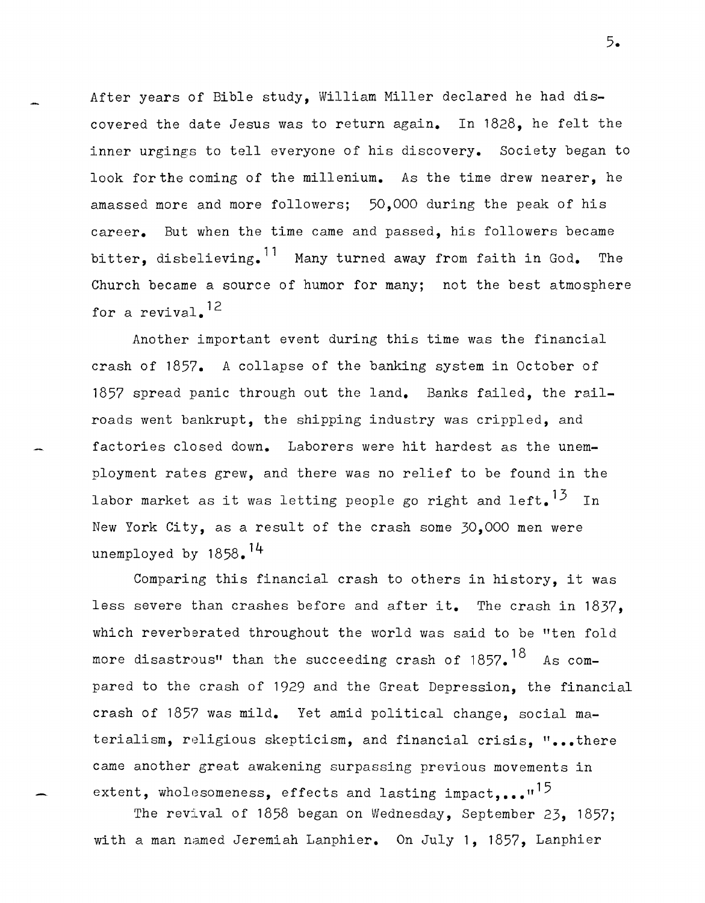After years of Bible study, William Miller declared he had discovered the date Jesus was to return again. In 1828, he felt the inner urgings to tell everyone of his discovery. Society began to look for the coming of the millenium. As the time drew nearer, he amassed more and more followers; 50,000 during the peak of his career. But when the time came and passed, his followers became bitter, disbelieving.[11] Many turned away from faith in God. The Church became a source of humor for many; not the best atmosphere for a revival.[12]

Another important event during this time was the financial crash of 1857. A collapse of the banking system in October of 1857 spread panic through out the land. Banks failed, the railroads went bankrupt, the shipping industry was crippled, and factories closed down. Laborers were hit hardest as the unemployment rates grew, and there was no relief to be found in the labor market as it was letting people go right and left.[13] In New York City, as a result of the crash some 30,000 men were unemployed by 1858.[14]

Comparing this financial crash to others in history, it was less severe than crashes before and after it. The crash in 1837, which reverberated throughout the world was said to be "ten fold more disastrous" than the succeeding crash of 1857.[18] As compared to the crash of 1929 and the Great Depression, the financial crash of 1857 was mild. Yet amid political change, social materialism, religious skepticism, and financial crisis, "...there came another great awakening surpassing previous movements in extent, wholesomeness, effects and lasting impact,..."[15]

The revival of 1858 began on Wednesday, September 23, 1857; with a man named Jeremiah Lanphier. On July 1, 1857, Lanphier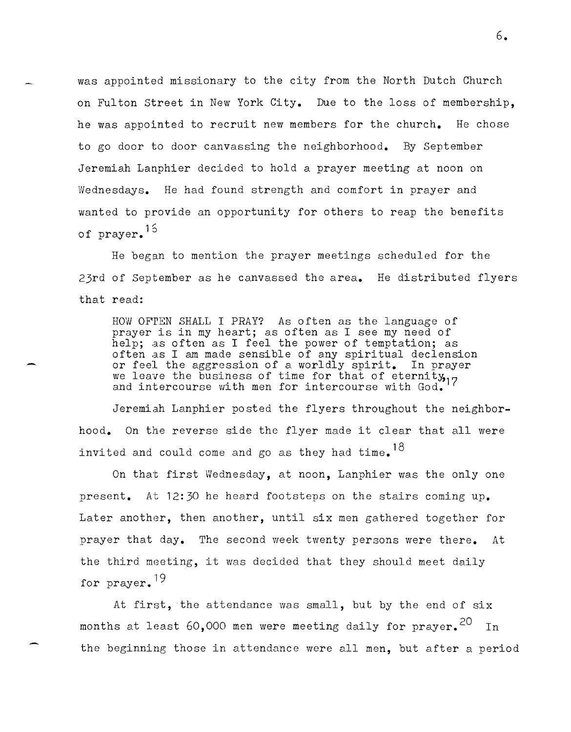was appointed missionary to the city from the North Dutch Church on Fulton Street in New York City. Due to the loss of membership, he was appointed to recruit new members for the church. He chose to go door to door canvassing the neighborhood. By September Jeremiah Lanphier decided to hold a prayer meeting at noon on Wednesdays. He had found strength and comfort in prayer and wanted to provide an opportunity for others to reap the benefits of prayer.[16]

He began to mention the prayer meetings scheduled for the 23rd of September as he canvassed the area. He distributed flyers that read:

> HOW OFTEN SHALL I PRAY? As often as the language of prayer is in my heart; as often as I see my need of help; as often as I feel the power of temptation; as often as I am made sensible of any spiritual declension or feel the aggression of a worldly spirit. In prayer we leave the business of time for that of eternity, and intercourse with men for intercourse with God.[17]

Jeremiah Lanphier posted the flyers throughout the neighborhood. On the reverse side the flyer made it clear that all were invited and could come and go as they had time.[18]

On that first Wednesday, at noon, Lanphier was the only one present. At 12:30 he heard footsteps on the stairs coming up. Later another, then another, until six men gathered together for prayer that day. The second week twenty persons were there. At the third meeting, it was decided that they should meet daily for prayer.[19]

At first, the attendance was small, but by the end of six months at least 60,000 men were meeting daily for prayer.[20] In the beginning those in attendance were all men, but after a period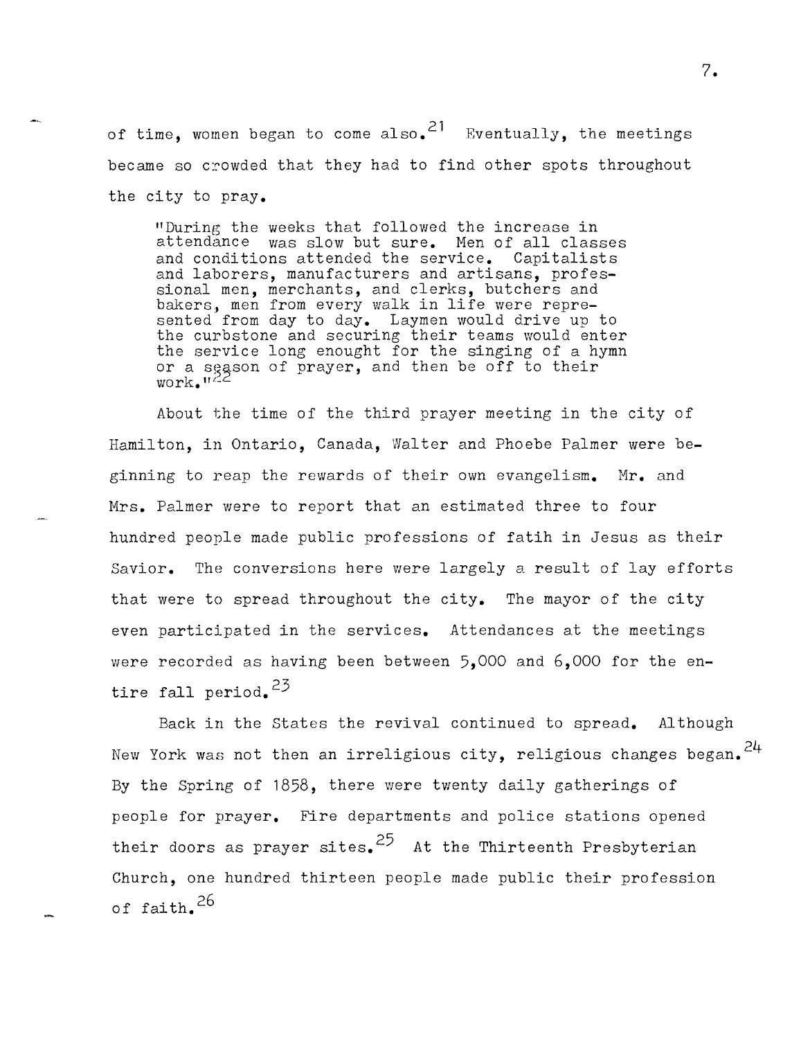of time, women began to come also.[21] Eventually, the meetings became so crowded that they had to find other spots throughout the city to pray.

> "During the weeks that followed the increase in attendance was slow but sure. Men of all classes and conditions attended the service. Capitalists and laborers, manufacturers and artisans, professional men, merchants, and clerks, butchers and bakers, men from every walk in life were represented from day to day. Laymen would drive up to the curbstone and securing their teams would enter the service long enought for the singing of a hymn or a season of prayer, and then be off to their work."[22]

About the time of the third prayer meeting in the city of Hamilton, in Ontario, Canada, Walter and Phoebe Palmer were beginning to reap the rewards of their own evangelism. Mr. and Mrs. Palmer were to report that an estimated three to four hundred people made public professions of fatih in Jesus as their Savior. The conversions here were largely a result of lay efforts that were to spread throughout the city. The mayor of the city even participated in the services. Attendances at the meetings were recorded as having been between 5,000 and 6,000 for the entire fall period.[23]

Back in the States the revival continued to spread. Although New York was not then an irreligious city, religious changes began.[24] By the Spring of 1858, there were twenty daily gatherings of people for prayer. Fire departments and police stations opened their doors as prayer sites.[25] At the Thirteenth Presbyterian Church, one hundred thirteen people made public their profession of faith.[26]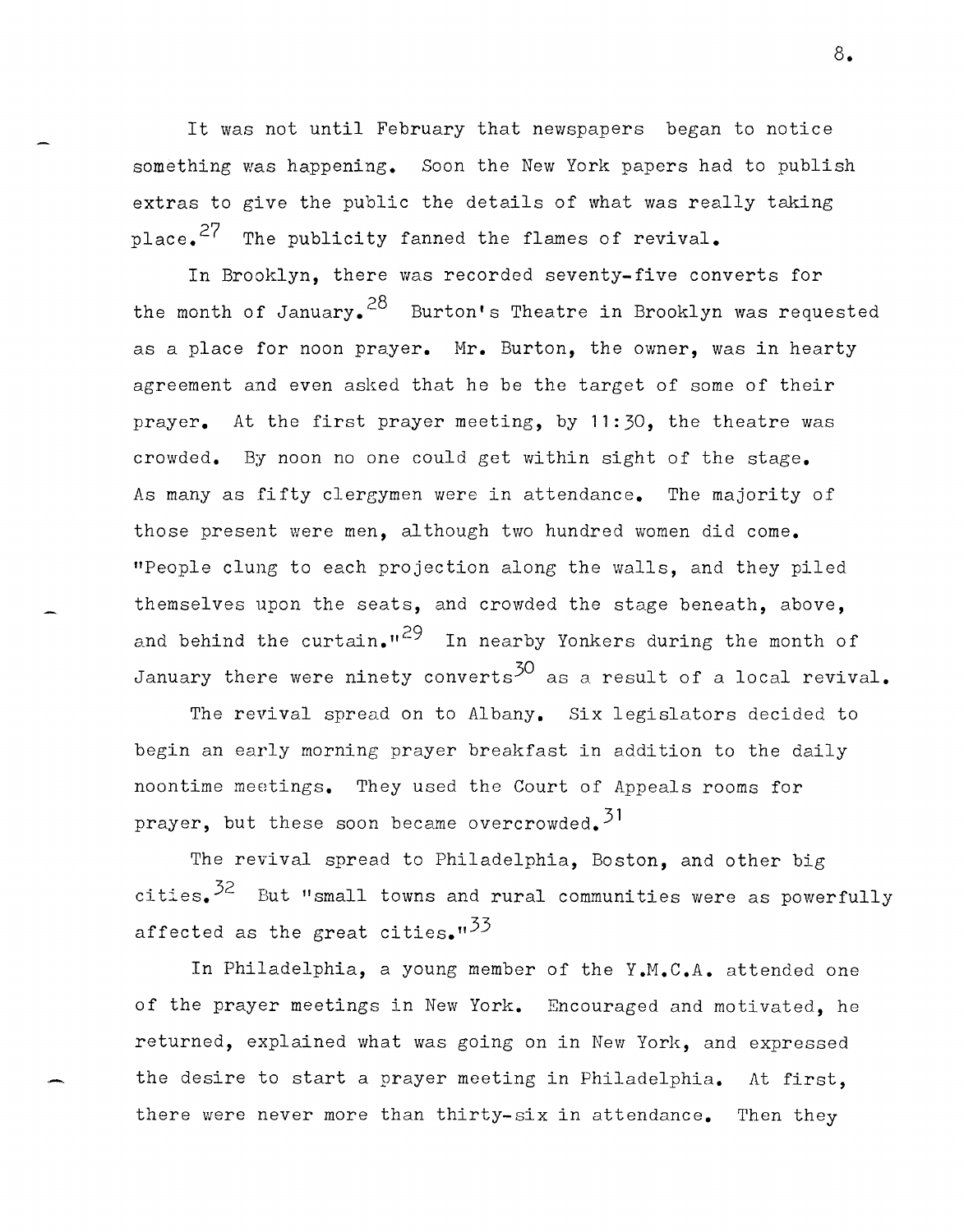It was not until February that newspapers began to notice something was happening. Soon the New York papers had to publish extras to give the public the details of what was really taking place.[27] The publicity fanned the flames of revival.

In Brooklyn, there was recorded seventy-five converts for the month of January.[28] Burton's Theatre in Brooklyn was requested as a place for noon prayer. Mr. Burton, the owner, was in hearty agreement and even asked that he be the target of some of their prayer. At the first prayer meeting, by 11:30, the theatre was crowded. By noon no one could get within sight of the stage. As many as fifty clergymen were in attendance. The majority of those present were men, although two hundred women did come. "People clung to each projection along the walls, and they piled themselves upon the seats, and crowded the stage beneath, above, and behind the curtain."[29] In nearby Yonkers during the month of January there were ninety converts[30] as a result of a local revival.

The revival spread on to Albany. Six legislators decided to begin an early morning prayer breakfast in addition to the daily noontime meetings. They used the Court of Appeals rooms for prayer, but these soon became overcrowded.[31]

The revival spread to Philadelphia, Boston, and other big cities.[32] But "small towns and rural communities were as powerfully affected as the great cities."[33]

In Philadelphia, a young member of the Y.M.C.A. attended one of the prayer meetings in New York. Encouraged and motivated, he returned, explained what was going on in New York, and expressed the desire to start a prayer meeting in Philadelphia. At first, there were never more than thirty-six in attendance. Then they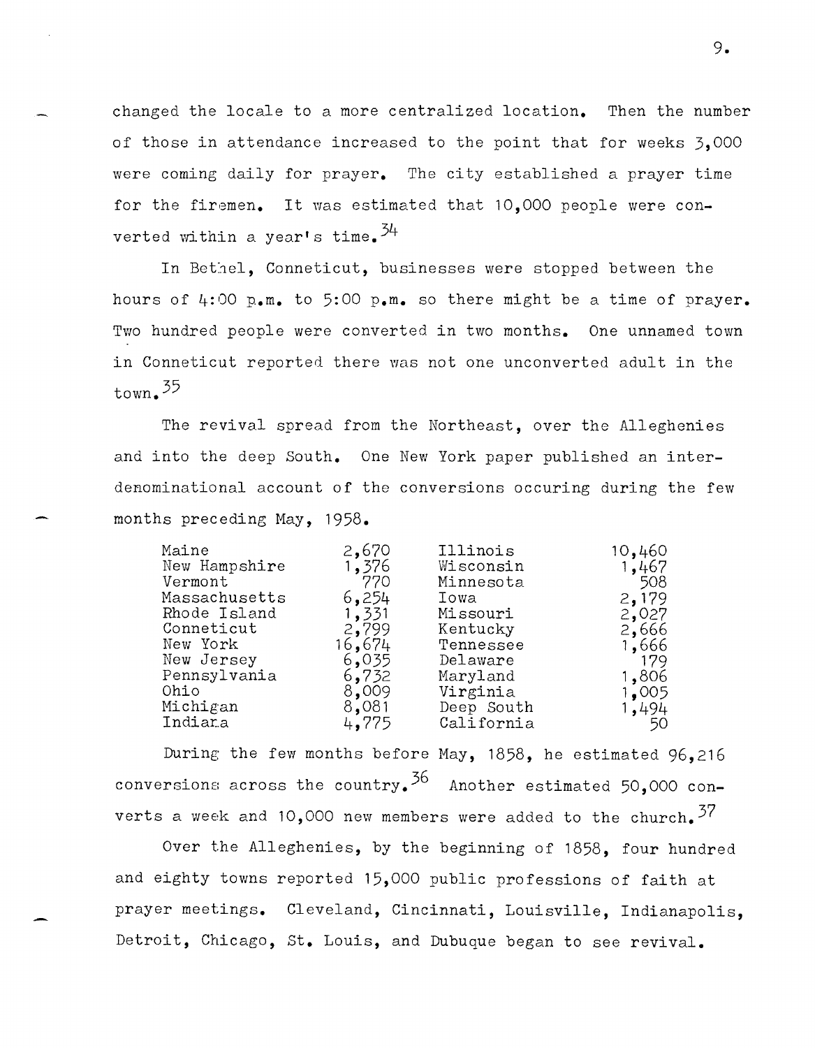changed the locale to a more centralized location. Then the number of those in attendance increased to the point that for weeks 3,000 were coming daily for prayer. The city established a prayer time for the firemen. It was estimated that 10,000 people were converted within a year's time.[34]

In Bethel, Conneticut, businesses were stopped between the hours of 4:00 p.m. to 5:00 p.m. so there might be a time of prayer. Two hundred people were converted in two months. One unnamed town in Conneticut reported there was not one unconverted adult in the town.[35]

The revival spread from the Northeast, over the Alleghenies and into the deep South. One New York paper published an interdenominational account of the conversions occuring during the few months preceding May, 1958.

| | | | |
|---|---|---|---|
| Maine | 2,670 | Illinois | 10,460 |
| New Hampshire | 1,376 | Wisconsin | 1,467 |
| Vermont | 770 | Minnesota | 508 |
| Massachusetts | 6,254 | Iowa | 2,179 |
| Rhode Island | 1,331 | Missouri | 2,027 |
| Conneticut | 2,799 | Kentucky | 2,666 |
| New York | 16,674 | Tennessee | 1,666 |
| New Jersey | 6,035 | Delaware | 179 |
| Pennsylvania | 6,732 | Maryland | 1,806 |
| Ohio | 8,009 | Virginia | 1,005 |
| Michigan | 8,081 | Deep South | 1,494 |
| Indiana | 4,775 | California | 50 |

During the few months before May, 1858, he estimated 96,216 conversions across the country.[36] Another estimated 50,000 converts a week and 10,000 new members were added to the church.[37]

Over the Alleghenies, by the beginning of 1858, four hundred and eighty towns reported 15,000 public professions of faith at prayer meetings. Cleveland, Cincinnati, Louisville, Indianapolis, Detroit, Chicago, St. Louis, and Dubuque began to see revival.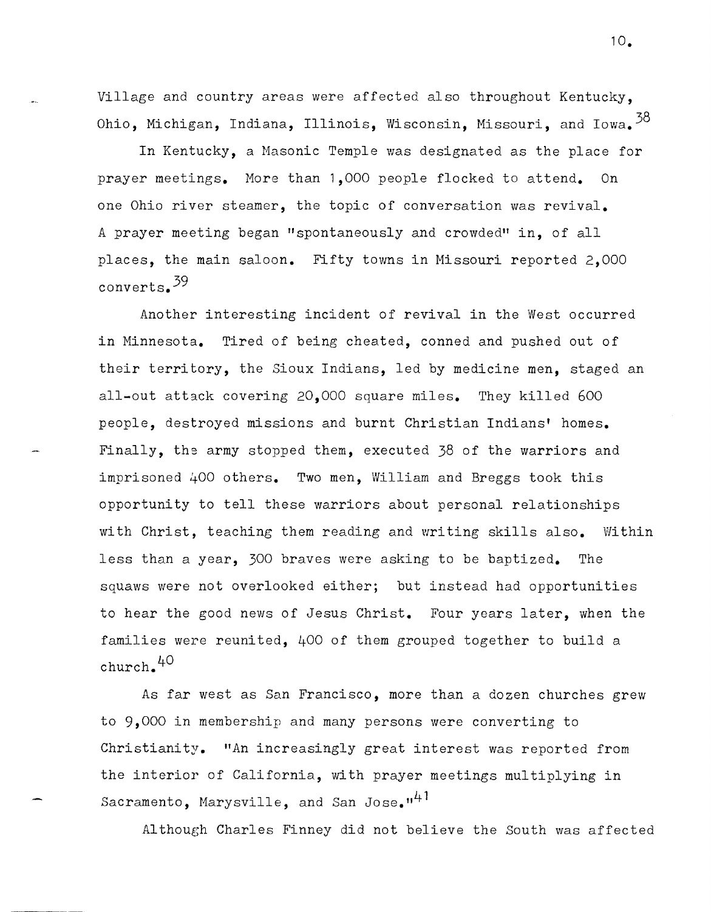Village and country areas were affected also throughout Kentucky, Ohio, Michigan, Indiana, Illinois, Wisconsin, Missouri, and Iowa.[38]

In Kentucky, a Masonic Temple was designated as the place for prayer meetings. More than 1,000 people flocked to attend. On one Ohio river steamer, the topic of conversation was revival. A prayer meeting began "spontaneously and crowded" in, of all places, the main saloon. Fifty towns in Missouri reported 2,000 converts.[39]

Another interesting incident of revival in the West occurred in Minnesota. Tired of being cheated, conned and pushed out of their territory, the Sioux Indians, led by medicine men, staged an all-out attack covering 20,000 square miles. They killed 600 people, destroyed missions and burnt Christian Indians' homes. Finally, the army stopped them, executed 38 of the warriors and imprisoned 400 others. Two men, William and Breggs took this opportunity to tell these warriors about personal relationships with Christ, teaching them reading and writing skills also. Within less than a year, 300 braves were asking to be baptized. The squaws were not overlooked either; but instead had opportunities to hear the good news of Jesus Christ. Four years later, when the families were reunited, 400 of them grouped together to build a church.[40]

As far west as San Francisco, more than a dozen churches grew to 9,000 in membership and many persons were converting to Christianity. "An increasingly great interest was reported from the interior of California, with prayer meetings multiplying in Sacramento, Marysville, and San Jose."[41]

Although Charles Finney did not believe the South was affected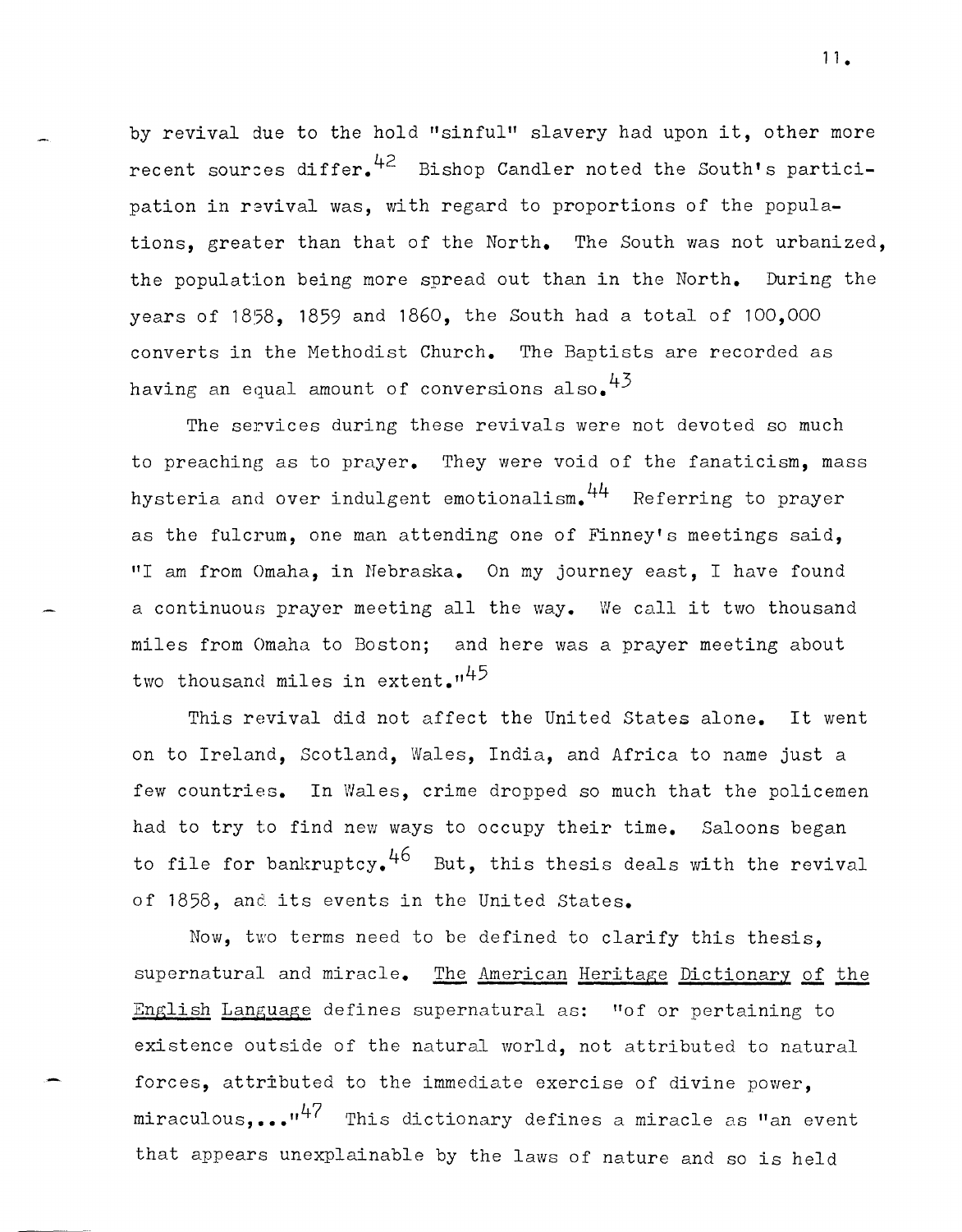by revival due to the hold "sinful" slavery had upon it, other more recent sources differ.[42] Bishop Candler noted the South's participation in revival was, with regard to proportions of the populations, greater than that of the North. The South was not urbanized, the population being more spread out than in the North. During the years of 1858, 1859 and 1860, the South had a total of 100,000 converts in the Methodist Church. The Baptists are recorded as having an equal amount of conversions also.[43]

The services during these revivals were not devoted so much to preaching as to prayer. They were void of the fanaticism, mass hysteria and over indulgent emotionalism.[44] Referring to prayer as the fulcrum, one man attending one of Finney's meetings said, "I am from Omaha, in Nebraska. On my journey east, I have found a continuous prayer meeting all the way. We call it two thousand miles from Omaha to Boston; and here was a prayer meeting about two thousand miles in extent."[45]

This revival did not affect the United States alone. It went on to Ireland, Scotland, Wales, India, and Africa to name just a few countries. In Wales, crime dropped so much that the policemen had to try to find new ways to occupy their time. Saloons began to file for bankruptcy.[46] But, this thesis deals with the revival of 1858, and its events in the United States.

Now, two terms need to be defined to clarify this thesis, supernatural and miracle. The American Heritage Dictionary of the English Language defines supernatural as: "of or pertaining to existence outside of the natural world, not attributed to natural forces, attributed to the immediate exercise of divine power, miraculous,..."[47] This dictionary defines a miracle as "an event that appears unexplainable by the laws of nature and so is held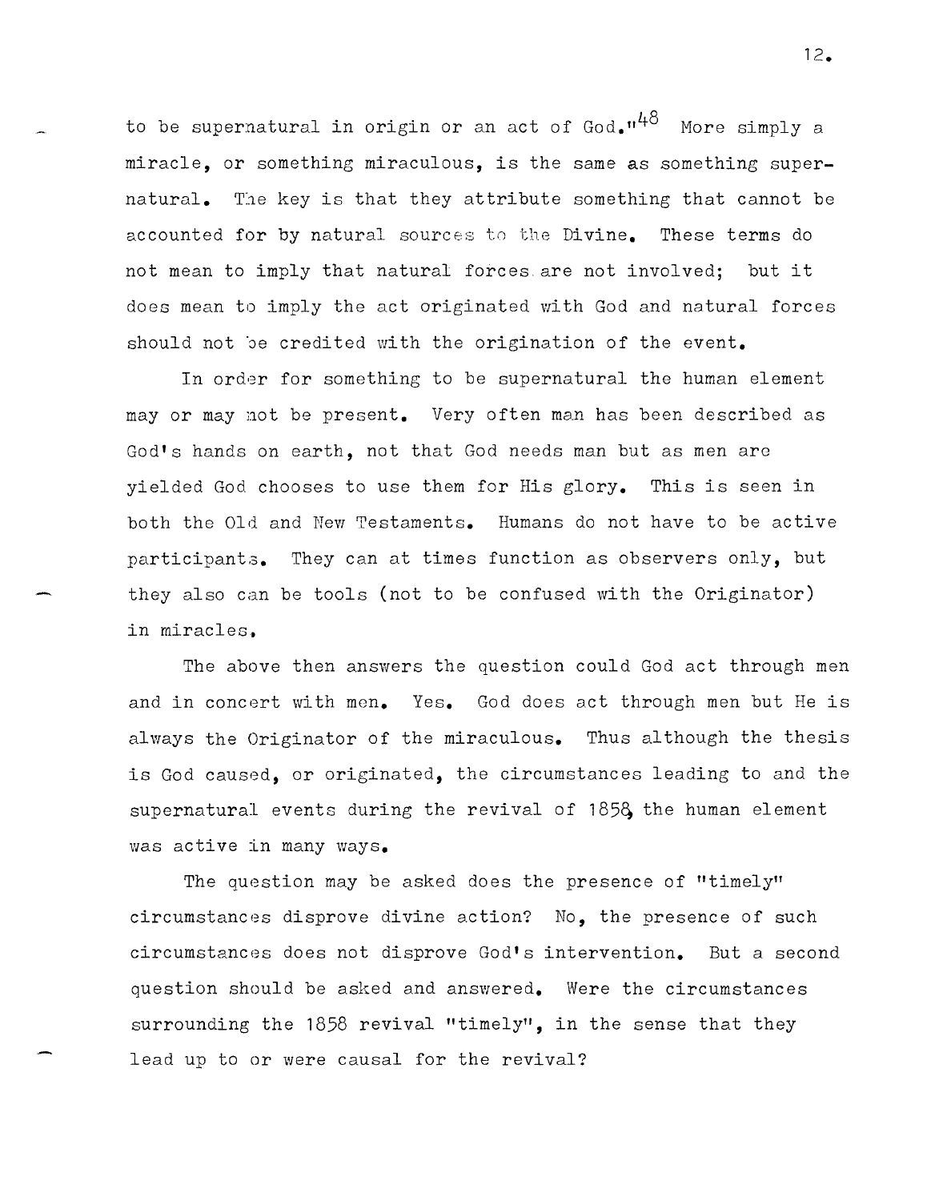to be supernatural in origin or an act of God."[48] More simply a miracle, or something miraculous, is the same as something supernatural. The key is that they attribute something that cannot be accounted for by natural sources to the Divine. These terms do not mean to imply that natural forces are not involved; but it does mean to imply the act originated with God and natural forces should not be credited with the origination of the event.

In order for something to be supernatural the human element may or may not be present. Very often man has been described as God's hands on earth, not that God needs man but as men are yielded God chooses to use them for His glory. This is seen in both the Old and New Testaments. Humans do not have to be active participants. They can at times function as observers only, but they also can be tools (not to be confused with the Originator) in miracles.

The above then answers the question could God act through men and in concert with men. Yes. God does act through men but He is always the Originator of the miraculous. Thus although the thesis is God caused, or originated, the circumstances leading to and the supernatural events during the revival of 1858, the human element was active in many ways.

The question may be asked does the presence of "timely" circumstances disprove divine action? No, the presence of such circumstances does not disprove God's intervention. But a second question should be asked and answered. Were the circumstances surrounding the 1858 revival "timely", in the sense that they lead up to or were causal for the revival?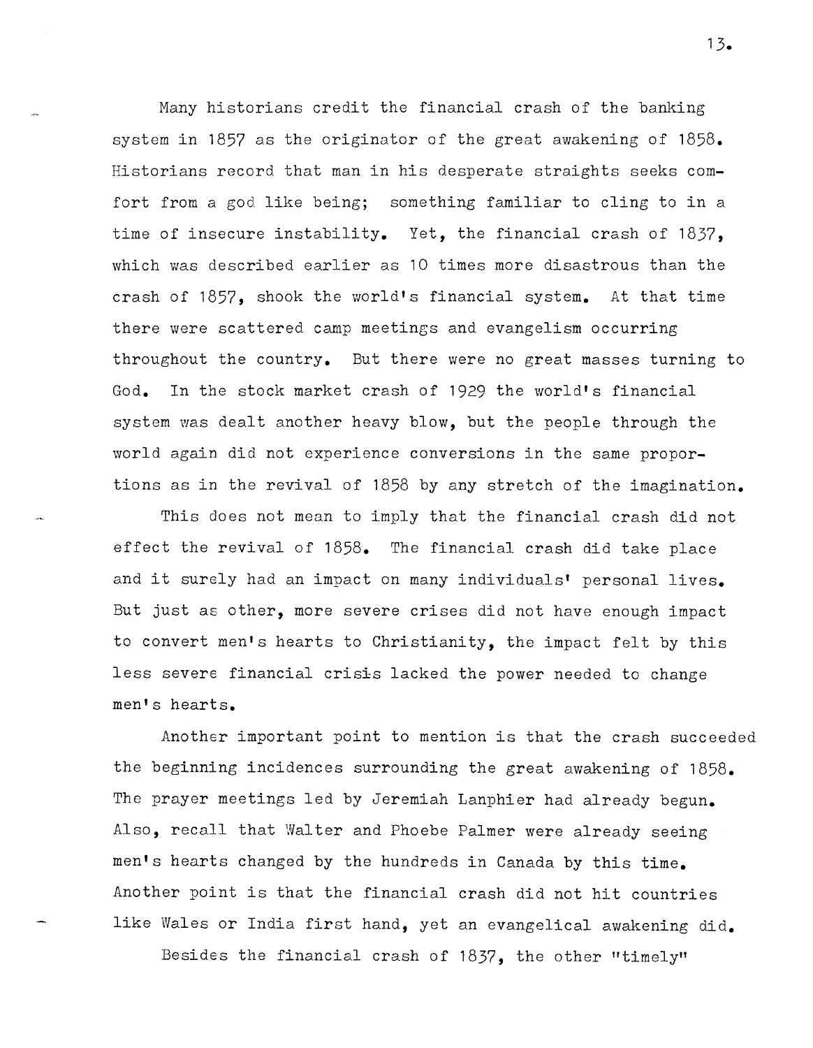Many historians credit the financial crash of the banking system in 1857 as the originator of the great awakening of 1858. Historians record that man in his desperate straights seeks comfort from a god like being; something familiar to cling to in a time of insecure instability. Yet, the financial crash of 1837, which was described earlier as 10 times more disastrous than the crash of 1857, shook the world's financial system. At that time there were scattered camp meetings and evangelism occurring throughout the country. But there were no great masses turning to God. In the stock market crash of 1929 the world's financial system was dealt another heavy blow, but the people through the world again did not experience conversions in the same proportions as in the revival of 1858 by any stretch of the imagination.

This does not mean to imply that the financial crash did not effect the revival of 1858. The financial crash did take place and it surely had an impact on many individuals' personal lives. But just as other, more severe crises did not have enough impact to convert men's hearts to Christianity, the impact felt by this less severe financial crisis lacked the power needed to change men's hearts.

Another important point to mention is that the crash succeeded the beginning incidences surrounding the great awakening of 1858. The prayer meetings led by Jeremiah Lanphier had already begun. Also, recall that Walter and Phoebe Palmer were already seeing men's hearts changed by the hundreds in Canada by this time. Another point is that the financial crash did not hit countries like Wales or India first hand, yet an evangelical awakening did.

Besides the financial crash of 1837, the other "timely"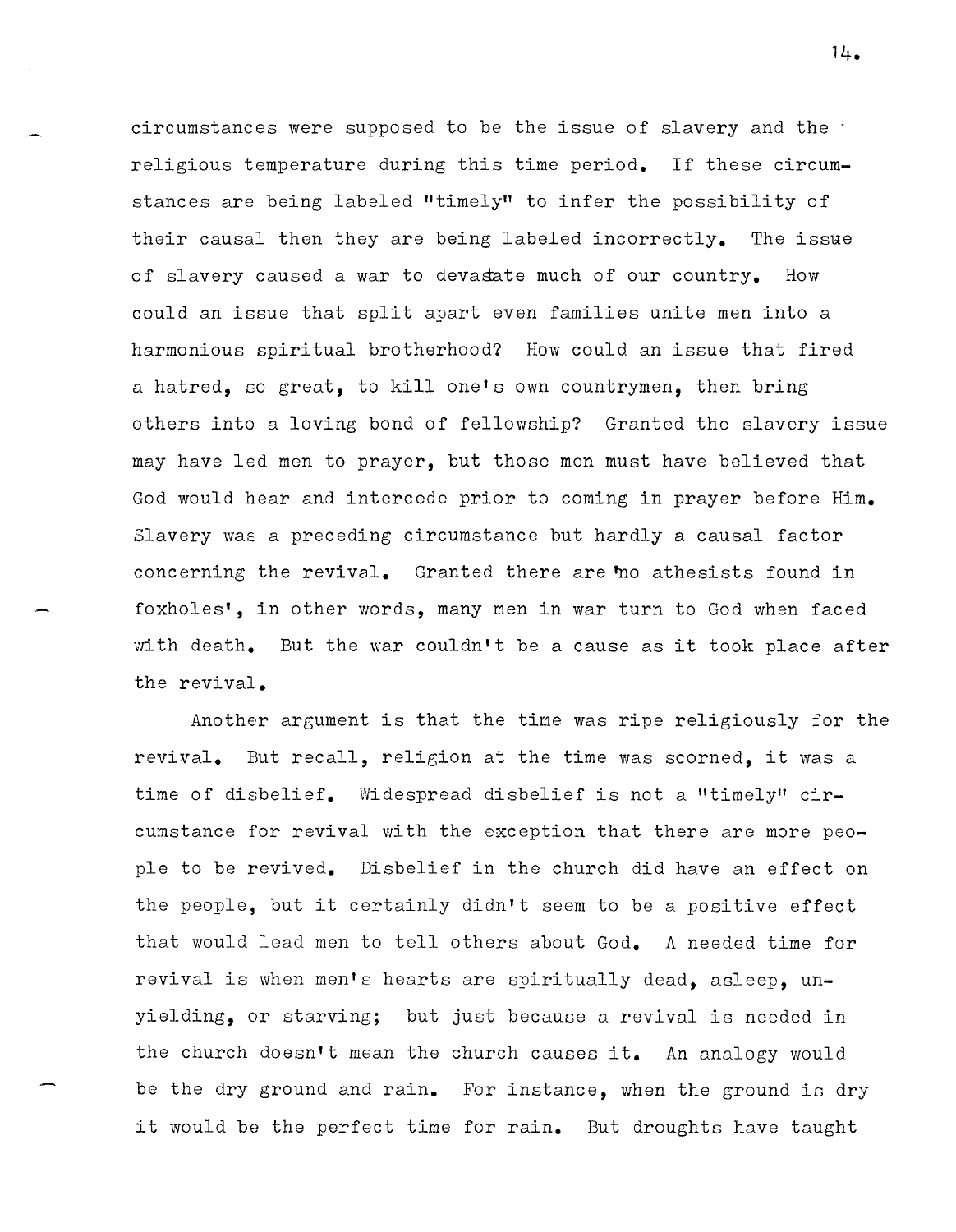circumstances were supposed to be the issue of slavery and the religious temperature during this time period. If these circumstances are being labeled "timely" to infer the possibility of their causal then they are being labeled incorrectly. The issue of slavery caused a war to devastate much of our country. How could an issue that split apart even families unite men into a harmonious spiritual brotherhood? How could an issue that fired a hatred, so great, to kill one's own countrymen, then bring others into a loving bond of fellowship? Granted the slavery issue may have led men to prayer, but those men must have believed that God would hear and intercede prior to coming in prayer before Him. Slavery was a preceding circumstance but hardly a causal factor concerning the revival. Granted there are 'no athesists found in foxholes', in other words, many men in war turn to God when faced with death. But the war couldn't be a cause as it took place after the revival.

Another argument is that the time was ripe religiously for the revival. But recall, religion at the time was scorned, it was a time of disbelief. Widespread disbelief is not a "timely" circumstance for revival with the exception that there are more people to be revived. Disbelief in the church did have an effect on the people, but it certainly didn't seem to be a positive effect that would lead men to tell others about God. A needed time for revival is when men's hearts are spiritually dead, asleep, unyielding, or starving; but just because a revival is needed in the church doesn't mean the church causes it. An analogy would be the dry ground and rain. For instance, when the ground is dry it would be the perfect time for rain. But droughts have taught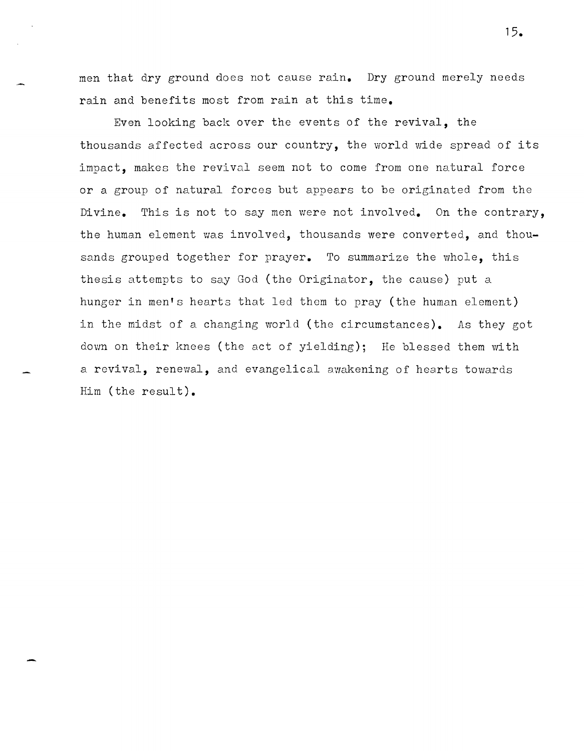men that dry ground does not cause rain. Dry ground merely needs rain and benefits most from rain at this time.

Even looking back over the events of the revival, the thousands affected across our country, the world wide spread of its impact, makes the revival seem not to come from one natural force or a group of natural forces but appears to be originated from the Divine. This is not to say men were not involved. On the contrary, the human element was involved, thousands were converted, and thousands grouped together for prayer. To summarize the whole, this thesis attempts to say God (the Originator, the cause) put a hunger in men's hearts that led them to pray (the human element) in the midst of a changing world (the circumstances). As they got down on their knees (the act of yielding); He blessed them with a revival, renewal, and evangelical awakening of hearts towards Him (the result).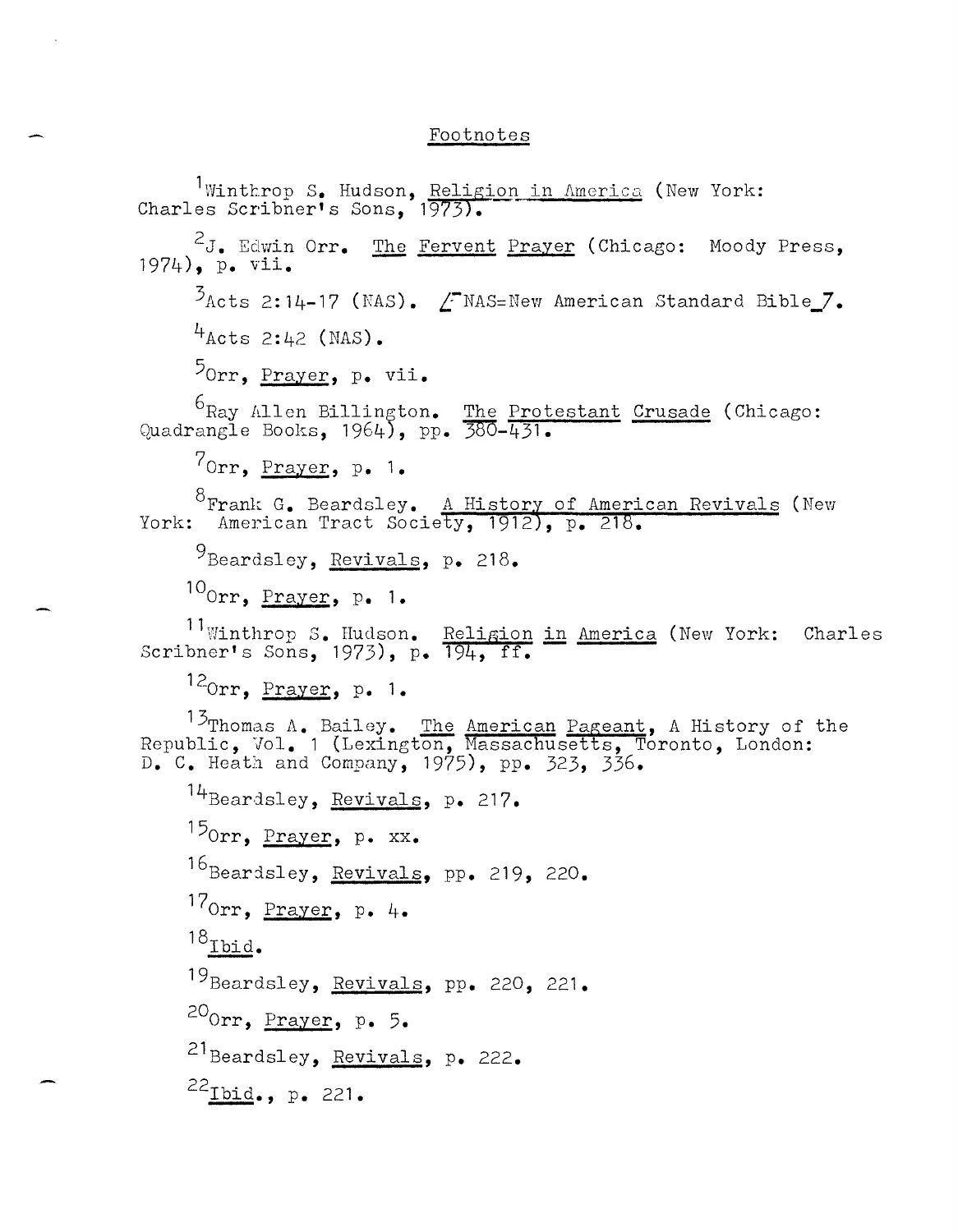# Footnotes

[1]Winthrop S. Hudson, Religion in America (New York: Charles Scribner's Sons, 1973).

[2]J. Edwin Orr. The Fervent Prayer (Chicago: Moody Press, 1974), p. vii.

[3]Acts 2:14-17 (NAS). /NAS=New American Standard Bible/.

[4]Acts 2:42 (NAS).

[5]Orr, Prayer, p. vii.

[6]Ray Allen Billington. The Protestant Crusade (Chicago: Quadrangle Books, 1964), pp. 380-431.

[7]Orr, Prayer, p. 1.

[8]Frank G. Beardsley. A History of American Revivals (New York: American Tract Society, 1912), p. 218.

[9]Beardsley, Revivals, p. 218.

[10]Orr, Prayer, p. 1.

[11]Winthrop S. Hudson. Religion in America (New York: Charles Scribner's Sons, 1973), p. 194, ff.

[12]Orr, Prayer, p. 1.

[13]Thomas A. Bailey. The American Pageant, A History of the Republic, Vol. 1 (Lexington, Massachusetts, Toronto, London: D. C. Heath and Company, 1975), pp. 323, 336.

[14]Beardsley, Revivals, p. 217.

[15]Orr, Prayer, p. xx.

[16]Beardsley, Revivals, pp. 219, 220.

[17]Orr, Prayer, p. 4.

[18]Ibid.

[19]Beardsley, Revivals, pp. 220, 221.

[20]Orr, Prayer, p. 5.

[21]Beardsley, Revivals, p. 222.

[22]Ibid., p. 221.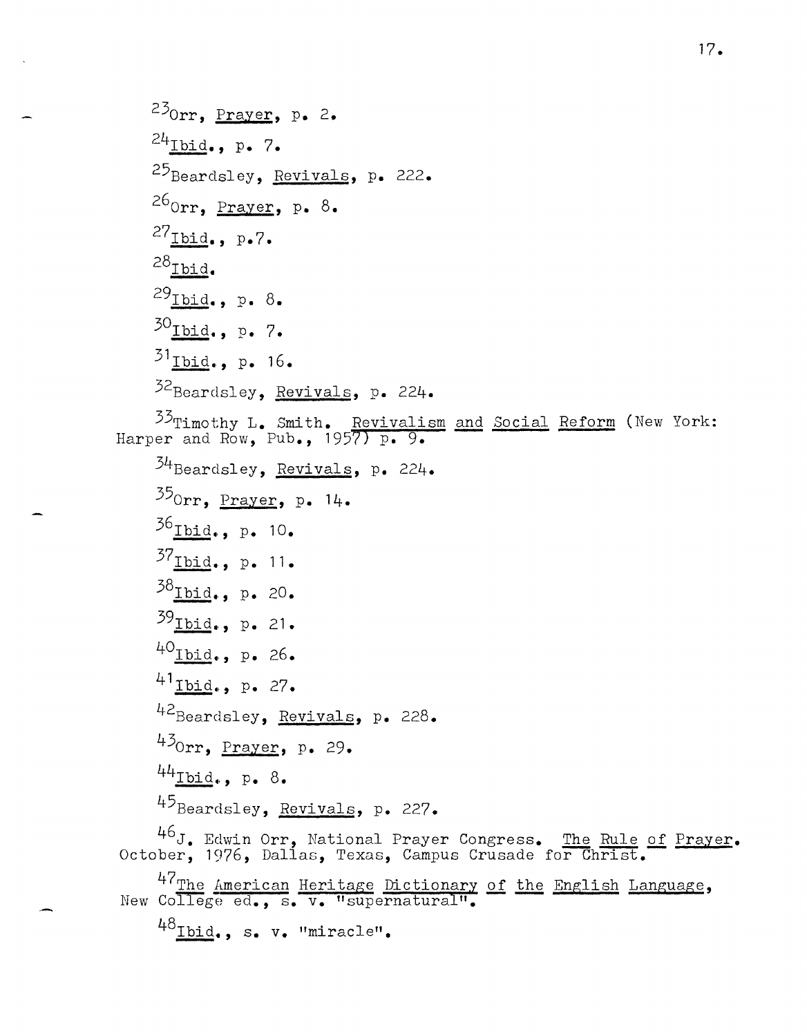[23]Orr, *Prayer*, p. 2.

[24]*Ibid.*, p. 7.

[25]Beardsley, *Revivals*, p. 222.

[26]Orr, *Prayer*, p. 8.

[27]*Ibid.*, p.7.

[28]*Ibid.*

[29]*Ibid.*, p. 8.

[30]*Ibid.*, p. 7.

[31]*Ibid.*, p. 16.

[32]Beardsley, *Revivals*, p. 224.

[33]Timothy L. Smith. *Revivalism and Social Reform* (New York: Harper and Row, Pub., 1957) p. 9.

[34]Beardsley, *Revivals*, p. 224.

[35]Orr, *Prayer*, p. 14.

[36]*Ibid.*, p. 10.

[37]*Ibid.*, p. 11.

[38]*Ibid.*, p. 20.

[39]*Ibid.*, p. 21.

[40]*Ibid.*, p. 26.

[41]*Ibid.*, p. 27.

[42]Beardsley, *Revivals*, p. 228.

[43]Orr, *Prayer*, p. 29.

[44]*Ibid.*, p. 8.

[45]Beardsley, *Revivals*, p. 227.

[46]J. Edwin Orr, National Prayer Congress. *The Rule of Prayer*. October, 1976, Dallas, Texas, Campus Crusade for Christ.

[47]*The American Heritage Dictionary of the English Language*, New College ed., s. v. "supernatural".

[48]*Ibid.*, s. v. "miracle".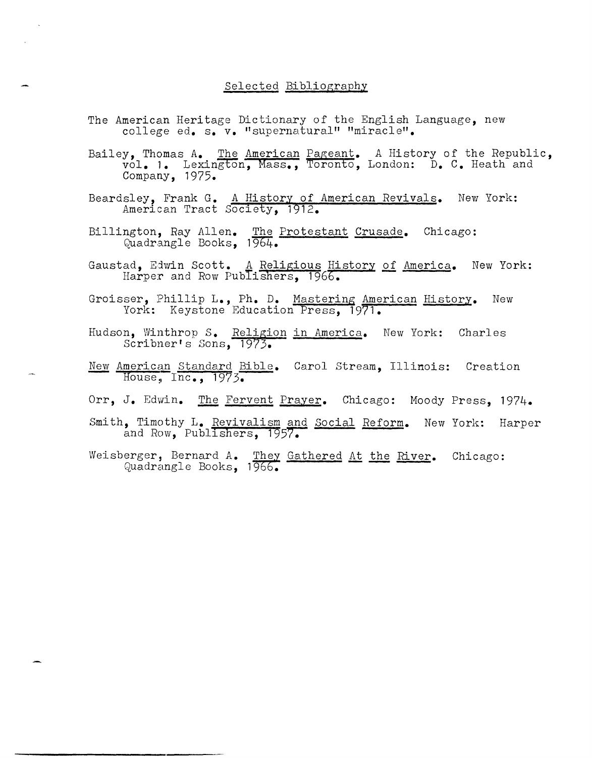## Selected Bibliography

The American Heritage Dictionary of the English Language, new college ed. s. v. "supernatural" "miracle".

Bailey, Thomas A. The American Pageant. A History of the Republic, vol. 1. Lexington, Mass., Toronto, London: D. C. Heath and Company, 1975.

Beardsley, Frank G. A History of American Revivals. New York: American Tract Society, 1912.

Billington, Ray Allen. The Protestant Crusade. Chicago: Quadrangle Books, 1964.

Gaustad, Edwin Scott. A Religious History of America. New York: Harper and Row Publishers, 1966.

Groisser, Phillip L., Ph. D. Mastering American History. New York: Keystone Education Press, 1971.

Hudson, Winthrop S. Religion in America. New York: Charles Scribner's Sons, 1973.

New American Standard Bible. Carol Stream, Illinois: Creation House, Inc., 1973.

Orr, J. Edwin. The Fervent Prayer. Chicago: Moody Press, 1974.

Smith, Timothy L. Revivalism and Social Reform. New York: Harper and Row, Publishers, 1957.

Weisberger, Bernard A. They Gathered At the River. Chicago: Quadrangle Books, 1966.